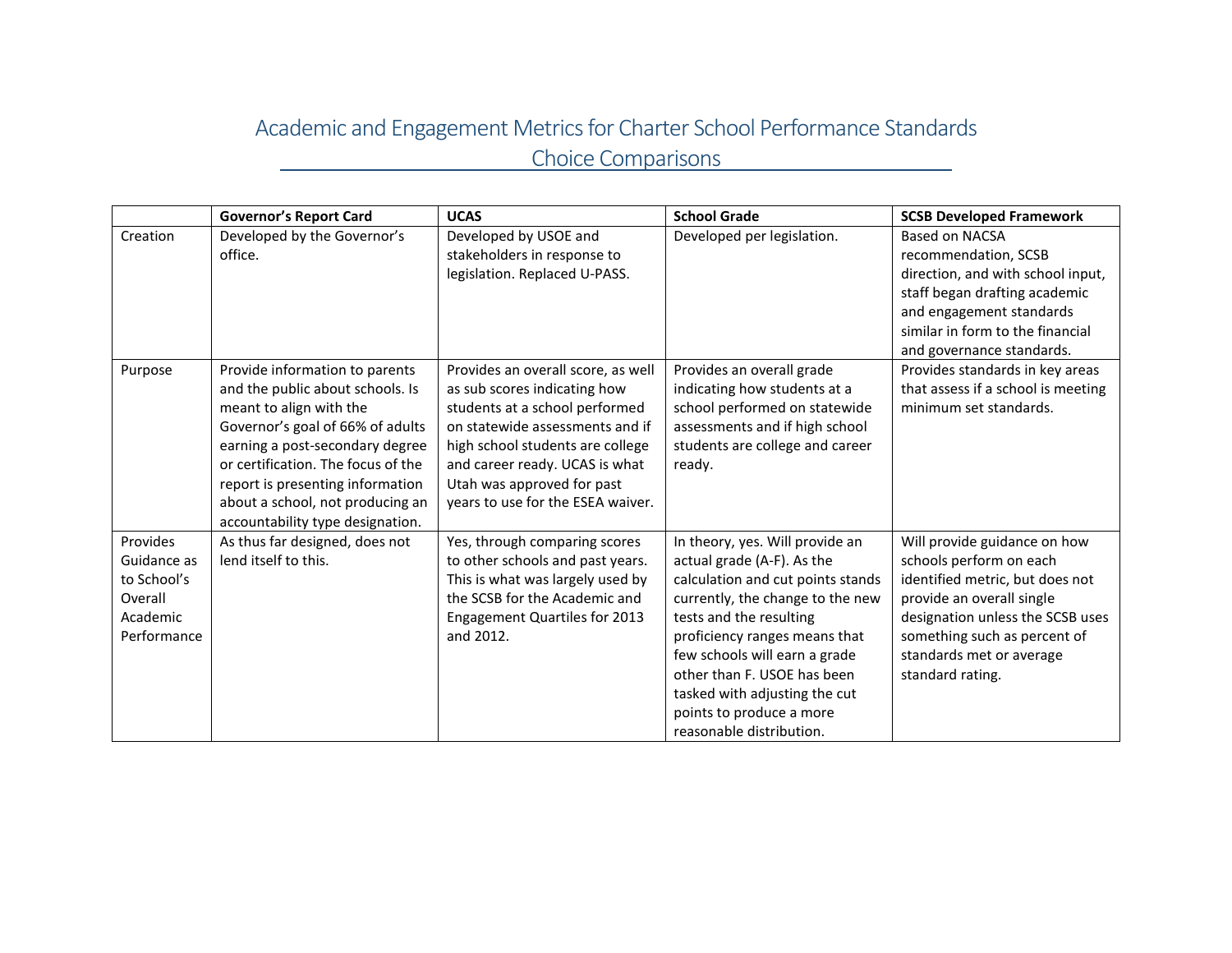# Academic and Engagement Metrics for Charter School Performance Standards

## Choice Comparisons

| | Governor's Report Card | UCAS | School Grade | SCSB Developed Framework |
|---|---|---|---|---|
| Creation | Developed by the Governor's office. | Developed by USOE and stakeholders in response to legislation. Replaced U-PASS. | Developed per legislation. | Based on NACSA recommendation, SCSB direction, and with school input, staff began drafting academic and engagement standards similar in form to the financial and governance standards. |
| Purpose | Provide information to parents and the public about schools. Is meant to align with the Governor's goal of 66% of adults earning a post-secondary degree or certification. The focus of the report is presenting information about a school, not producing an accountability type designation. | Provides an overall score, as well as sub scores indicating how students at a school performed on statewide assessments and if high school students are college and career ready. UCAS is what Utah was approved for past years to use for the ESEA waiver. | Provides an overall grade indicating how students at a school performed on statewide assessments and if high school students are college and career ready. | Provides standards in key areas that assess if a school is meeting minimum set standards. |
| Provides Guidance as to School's Overall Academic Performance | As thus far designed, does not lend itself to this. | Yes, through comparing scores to other schools and past years. This is what was largely used by the SCSB for the Academic and Engagement Quartiles for 2013 and 2012. | In theory, yes. Will provide an actual grade (A-F). As the calculation and cut points stands currently, the change to the new tests and the resulting proficiency ranges means that few schools will earn a grade other than F. USOE has been tasked with adjusting the cut points to produce a more reasonable distribution. | Will provide guidance on how schools perform on each identified metric, but does not provide an overall single designation unless the SCSB uses something such as percent of standards met or average standard rating. |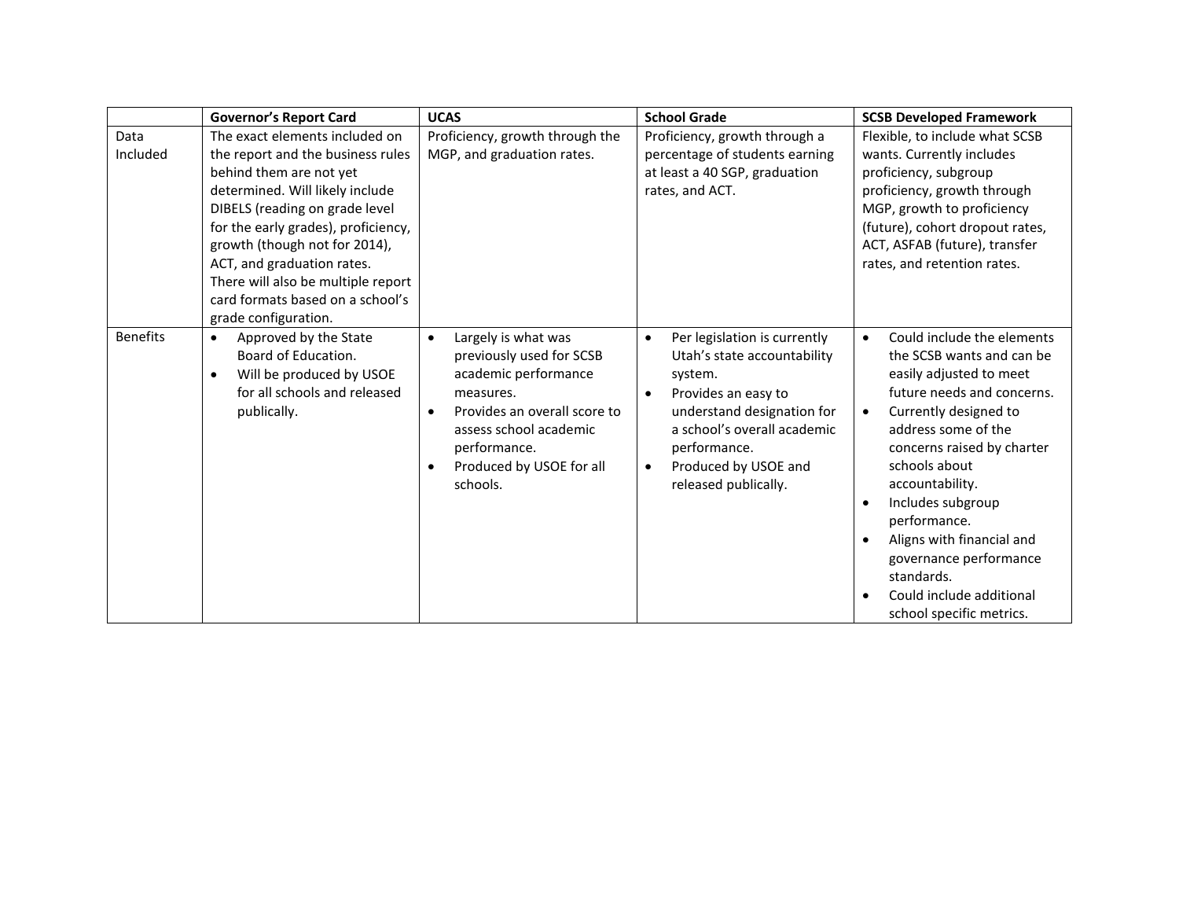| | **Governor's Report Card** | **UCAS** | **School Grade** | **SCSB Developed Framework** |
|---|---|---|---|---|
| Data Included | The exact elements included on the report and the business rules behind them are not yet determined. Will likely include DIBELS (reading on grade level for the early grades), proficiency, growth (though not for 2014), ACT, and graduation rates. There will also be multiple report card formats based on a school's grade configuration. | Proficiency, growth through the MGP, and graduation rates. | Proficiency, growth through a percentage of students earning at least a 40 SGP, graduation rates, and ACT. | Flexible, to include what SCSB wants. Currently includes proficiency, subgroup proficiency, growth through MGP, growth to proficiency (future), cohort dropout rates, ACT, ASFAB (future), transfer rates, and retention rates. |
| Benefits | • Approved by the State Board of Education.<br>• Will be produced by USOE for all schools and released publically. | • Largely is what was previously used for SCSB academic performance measures.<br>• Provides an overall score to assess school academic performance.<br>• Produced by USOE for all schools. | • Per legislation is currently Utah's state accountability system.<br>• Provides an easy to understand designation for a school's overall academic performance.<br>• Produced by USOE and released publically. | • Could include the elements the SCSB wants and can be easily adjusted to meet future needs and concerns.<br>• Currently designed to address some of the concerns raised by charter schools about accountability.<br>• Includes subgroup performance.<br>• Aligns with financial and governance performance standards.<br>• Could include additional school specific metrics. |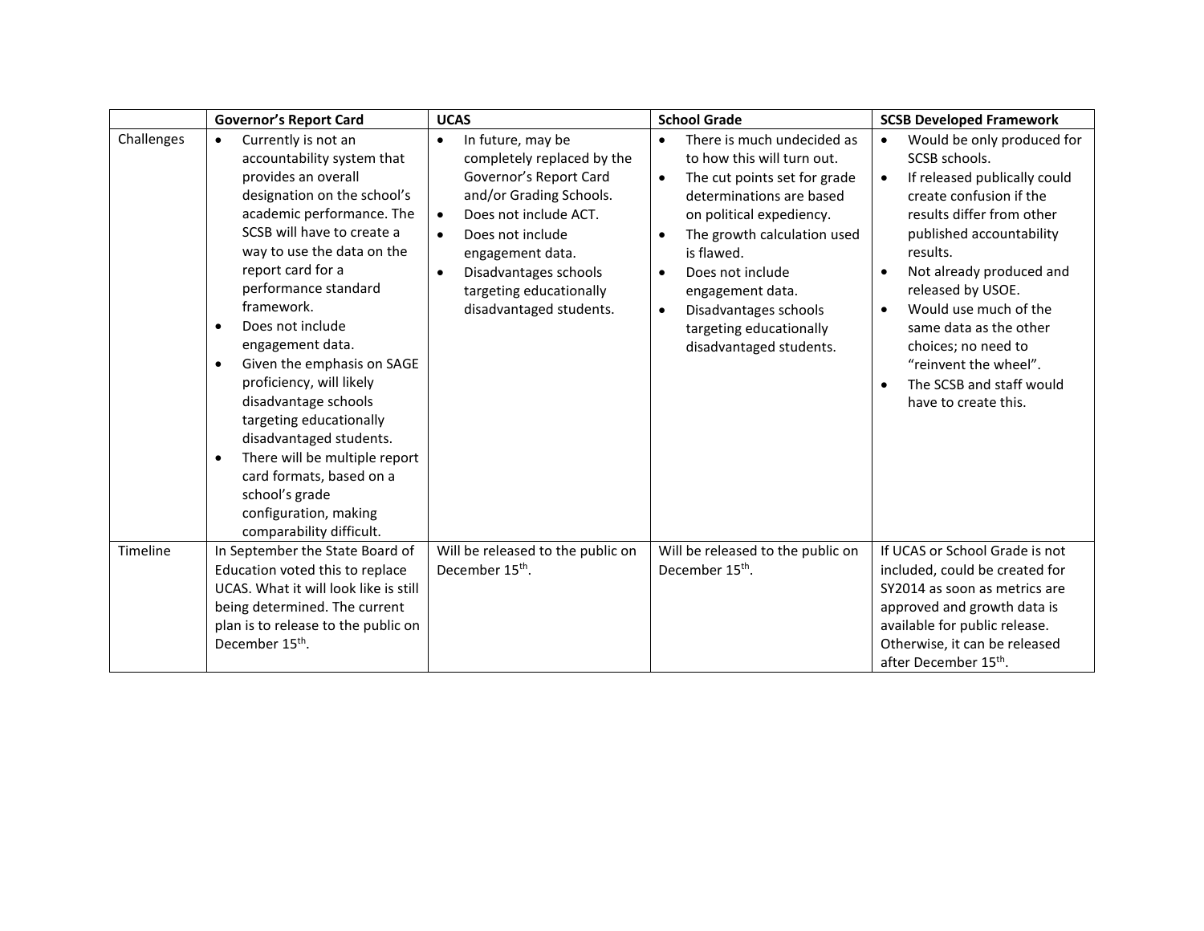| | Governor's Report Card | UCAS | School Grade | SCSB Developed Framework |
|---|---|---|---|---|
| Challenges | • Currently is not an accountability system that provides an overall designation on the school's academic performance. The SCSB will have to create a way to use the data on the report card for a performance standard framework.<br>• Does not include engagement data.<br>• Given the emphasis on SAGE proficiency, will likely disadvantage schools targeting educationally disadvantaged students.<br>• There will be multiple report card formats, based on a school's grade configuration, making comparability difficult. | • In future, may be completely replaced by the Governor's Report Card and/or Grading Schools.<br>• Does not include ACT.<br>• Does not include engagement data.<br>• Disadvantages schools targeting educationally disadvantaged students. | • There is much undecided as to how this will turn out.<br>• The cut points set for grade determinations are based on political expediency.<br>• The growth calculation used is flawed.<br>• Does not include engagement data.<br>• Disadvantages schools targeting educationally disadvantaged students. | • Would be only produced for SCSB schools.<br>• If released publically could create confusion if the results differ from other published accountability results.<br>• Not already produced and released by USOE.<br>• Would use much of the same data as the other choices; no need to "reinvent the wheel".<br>• The SCSB and staff would have to create this. |
| Timeline | In September the State Board of Education voted this to replace UCAS. What it will look like is still being determined. The current plan is to release to the public on December 15th. | Will be released to the public on December 15th. | Will be released to the public on December 15th. | If UCAS or School Grade is not included, could be created for SY2014 as soon as metrics are approved and growth data is available for public release. Otherwise, it can be released after December 15th. |